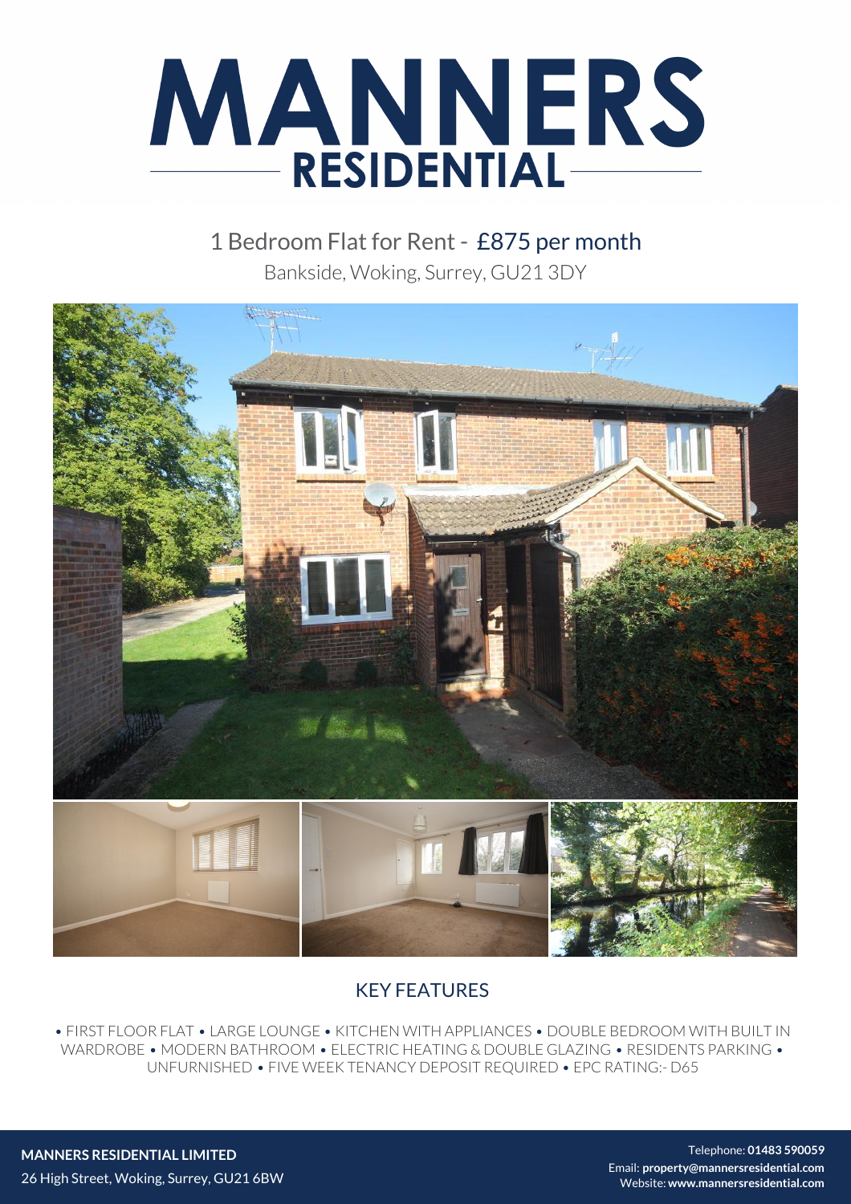# MANNERS RESIDENTIAL

## 1 Bedroom Flat for Rent - £875 per month

Bankside, Woking, Surrey, GU21 3DY

## KEY FEATURES

• FIRST FLOOR FLAT • LARGE LOUNGE • KITCHEN WITH APPLIANCES • DOUBLE BEDROOM WITH BUILT IN WARDROBE • MODERN BATHROOM • ELECTRIC HEATING & DOUBLE GLAZING • RESIDENTS PARKING • UNFURNISHED • FIVE WEEK TENANCY DEPOSIT REQUIRED • EPC RATING:- D65

**MANNERS RESIDENTIAL LIMITED**
26 High Street, Woking, Surrey, GU21 6BW

Telephone: **01483 590059**
Email: **property@mannersresidential.com**
Website: **www.mannersresidential.com**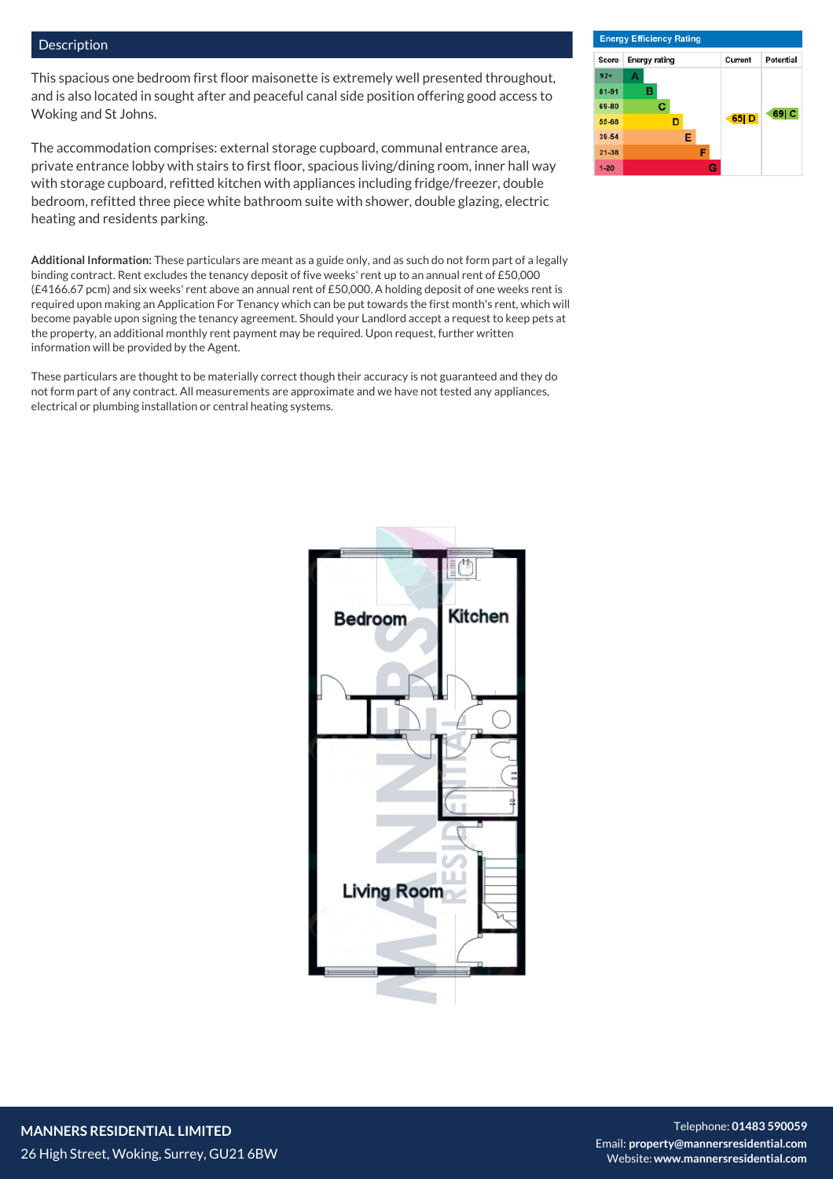## Description

This spacious one bedroom first floor maisonette is extremely well presented throughout, and is also located in sought after and peaceful canal side position offering good access to Woking and St Johns.

The accommodation comprises: external storage cupboard, communal entrance area, private entrance lobby with stairs to first floor, spacious living/dining room, inner hall way with storage cupboard, refitted kitchen with appliances including fridge/freezer, double bedroom, refitted three piece white bathroom suite with shower, double glazing, electric heating and residents parking.

**Additional Information:** These particulars are meant as a guide only, and as such do not form part of a legally binding contract. Rent excludes the tenancy deposit of five weeks' rent up to an annual rent of £50,000 (£4166.67 pcm) and six weeks' rent above an annual rent of £50,000. A holding deposit of one weeks rent is required upon making an Application For Tenancy which can be put towards the first month's rent, which will become payable upon signing the tenancy agreement. Should your Landlord accept a request to keep pets at the property, an additional monthly rent payment may be required. Upon request, further written information will be provided by the Agent.

These particulars are thought to be materially correct though their accuracy is not guaranteed and they do not form part of any contract. All measurements are approximate and we have not tested any appliances, electrical or plumbing installation or central heating systems.

### Energy Efficiency Rating

| Score | Energy rating | Current | Potential |
|---|---|---|---|
| 92+ | A | | |
| 81-91 | B | | |
| 69-80 | C | | 69\| C |
| 55-68 | D | 65\| D | |
| 39-54 | E | | |
| 21-38 | F | | |
| 1-20 | G | | |

Bedroom

Kitchen

Living Room

**MANNERS RESIDENTIAL LIMITED**
26 High Street, Woking, Surrey, GU21 6BW

Telephone: **01483 590059**
Email: **property@mannersresidential.com**
Website: **www.mannersresidential.com**